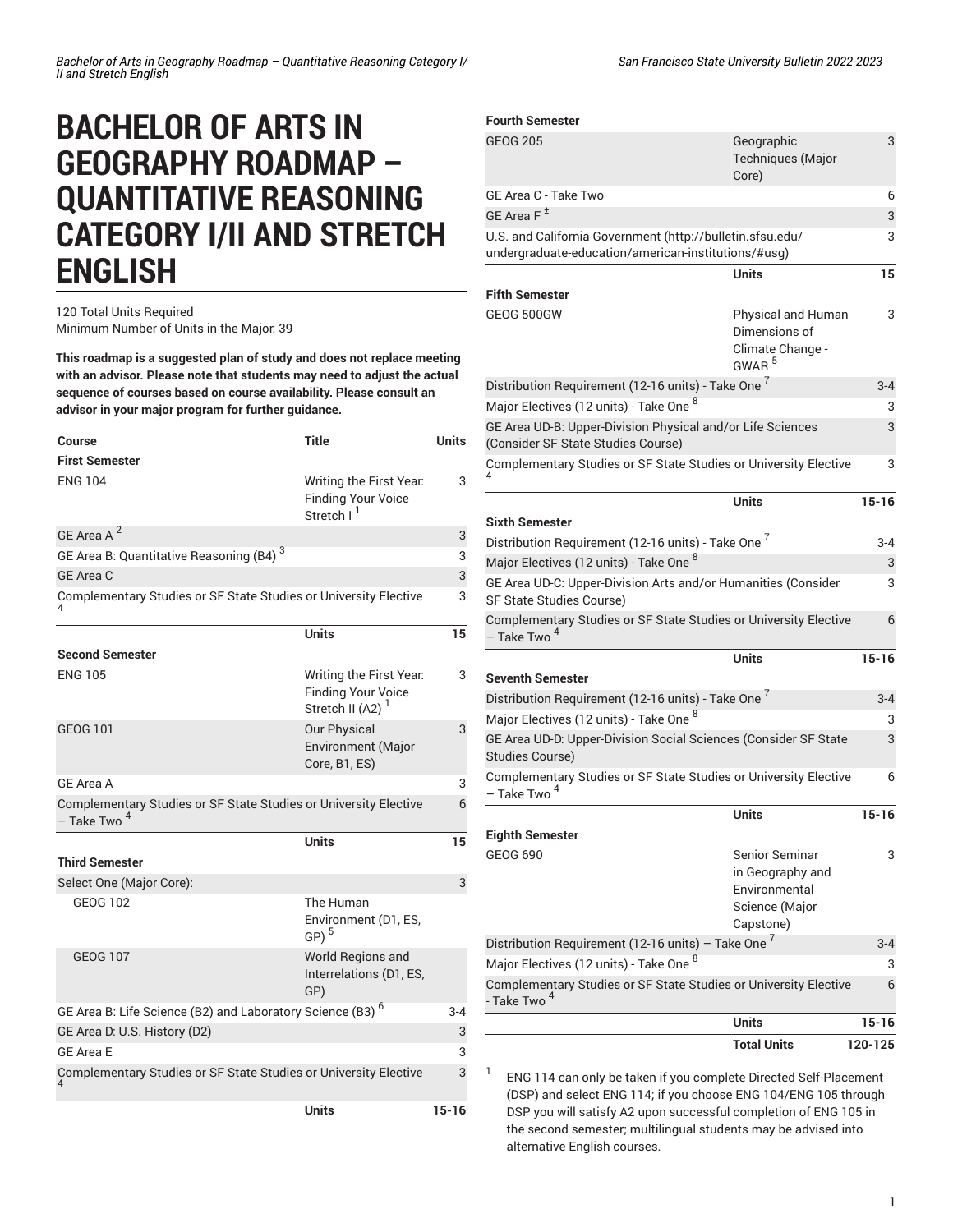# BACHELOR OF ARTS IN GEOGRAPHY ROADMAP – QUANTITATIVE REASONING CATEGORY I/II AND STRETCH ENGLISH

120 Total Units Required
Minimum Number of Units in the Major: 39

**This roadmap is a suggested plan of study and does not replace meeting with an advisor. Please note that students may need to adjust the actual sequence of courses based on course availability. Please consult an advisor in your major program for further guidance.**

| Course | Title | Units |
|---|---|---|
| **First Semester** | | |
| ENG 104 | Writing the First Year: Finding Your Voice Stretch I [1] | 3 |
| GE Area A [2] | | 3 |
| GE Area B: Quantitative Reasoning (B4) [3] | | 3 |
| GE Area C | | 3 |
| Complementary Studies or SF State Studies or University Elective [4] | | 3 |
| | **Units** | **15** |
| **Second Semester** | | |
| ENG 105 | Writing the First Year: Finding Your Voice Stretch II (A2) [1] | 3 |
| GEOG 101 | Our Physical Environment (Major Core, B1, ES) | 3 |
| GE Area A | | 3 |
| Complementary Studies or SF State Studies or University Elective – Take Two [4] | | 6 |
| | **Units** | **15** |
| **Third Semester** | | |
| Select One (Major Core): | | 3 |
| GEOG 102 | The Human Environment (D1, ES, GP) [5] | |
| GEOG 107 | World Regions and Interrelations (D1, ES, GP) | |
| GE Area B: Life Science (B2) and Laboratory Science (B3) [6] | | 3-4 |
| GE Area D: U.S. History (D2) | | 3 |
| GE Area E | | 3 |
| Complementary Studies or SF State Studies or University Elective [4] | | 3 |
| | **Units** | **15-16** |
| **Fourth Semester** | | |
| GEOG 205 | Geographic Techniques (Major Core) | 3 |
| GE Area C - Take Two | | 6 |
| GE Area F [±] | | 3 |
| U.S. and California Government (http://bulletin.sfsu.edu/undergraduate-education/american-institutions/#usg) | | 3 |
| | **Units** | **15** |
| **Fifth Semester** | | |
| GEOG 500GW | Physical and Human Dimensions of Climate Change - GWAR [5] | 3 |
| Distribution Requirement (12-16 units) - Take One [7] | | 3-4 |
| Major Electives (12 units) - Take One [8] | | 3 |
| GE Area UD-B: Upper-Division Physical and/or Life Sciences (Consider SF State Studies Course) | | 3 |
| Complementary Studies or SF State Studies or University Elective [4] | | 3 |
| | **Units** | **15-16** |
| **Sixth Semester** | | |
| Distribution Requirement (12-16 units) - Take One [7] | | 3-4 |
| Major Electives (12 units) - Take One [8] | | 3 |
| GE Area UD-C: Upper-Division Arts and/or Humanities (Consider SF State Studies Course) | | 3 |
| Complementary Studies or SF State Studies or University Elective – Take Two [4] | | 6 |
| | **Units** | **15-16** |
| **Seventh Semester** | | |
| Distribution Requirement (12-16 units) - Take One [7] | | 3-4 |
| Major Electives (12 units) - Take One [8] | | 3 |
| GE Area UD-D: Upper-Division Social Sciences (Consider SF State Studies Course) | | 3 |
| Complementary Studies or SF State Studies or University Elective – Take Two [4] | | 6 |
| | **Units** | **15-16** |
| **Eighth Semester** | | |
| GEOG 690 | Senior Seminar in Geography and Environmental Science (Major Capstone) | 3 |
| Distribution Requirement (12-16 units) – Take One [7] | | 3-4 |
| Major Electives (12 units) - Take One [8] | | 3 |
| Complementary Studies or SF State Studies or University Elective - Take Two [4] | | 6 |
| | **Units** | **15-16** |
| | **Total Units** | **120-125** |

1. ENG 114 can only be taken if you complete Directed Self-Placement (DSP) and select ENG 114; if you choose ENG 104/ENG 105 through DSP you will satisfy A2 upon successful completion of ENG 105 in the second semester; multilingual students may be advised into alternative English courses.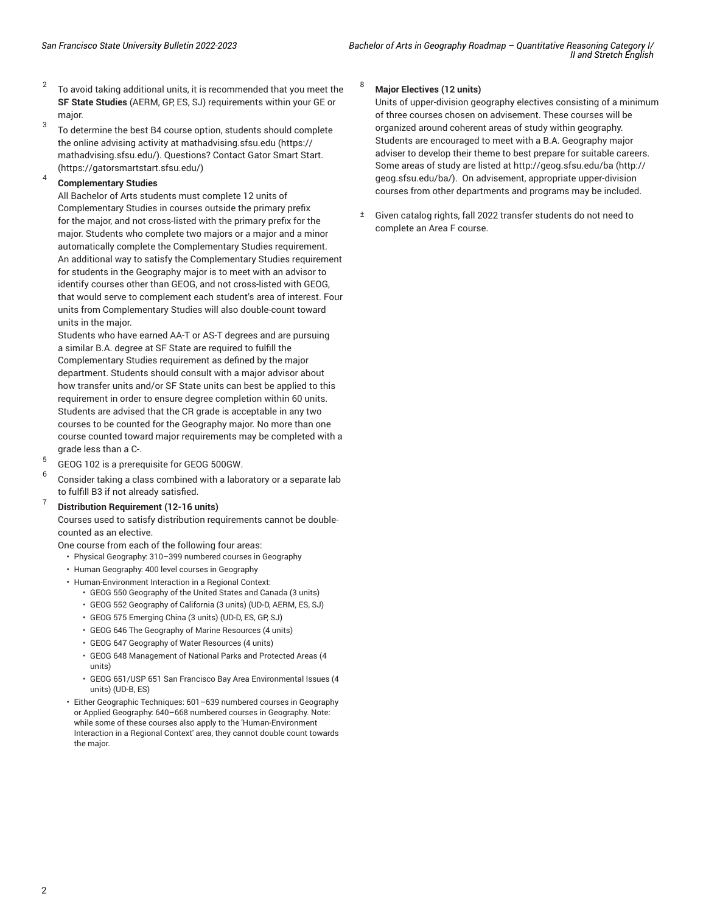[2] To avoid taking additional units, it is recommended that you meet the **SF State Studies** (AERM, GP, ES, SJ) requirements within your GE or major.

[3] To determine the best B4 course option, students should complete the online advising activity at mathadvising.sfsu.edu (https://mathadvising.sfsu.edu/). Questions? Contact Gator Smart Start. (https://gatorsmartstart.sfsu.edu/)

[4] **Complementary Studies**

All Bachelor of Arts students must complete 12 units of Complementary Studies in courses outside the primary prefix for the major, and not cross-listed with the primary prefix for the major. Students who complete two majors or a major and a minor automatically complete the Complementary Studies requirement. An additional way to satisfy the Complementary Studies requirement for students in the Geography major is to meet with an advisor to identify courses other than GEOG, and not cross-listed with GEOG, that would serve to complement each student's area of interest. Four units from Complementary Studies will also double-count toward units in the major.

Students who have earned AA-T or AS-T degrees and are pursuing a similar B.A. degree at SF State are required to fulfill the Complementary Studies requirement as defined by the major department. Students should consult with a major advisor about how transfer units and/or SF State units can best be applied to this requirement in order to ensure degree completion within 60 units. Students are advised that the CR grade is acceptable in any two courses to be counted for the Geography major. No more than one course counted toward major requirements may be completed with a grade less than a C-.

[5] GEOG 102 is a prerequisite for GEOG 500GW.

[6] Consider taking a class combined with a laboratory or a separate lab to fulfill B3 if not already satisfied.

[7] **Distribution Requirement (12-16 units)**

Courses used to satisfy distribution requirements cannot be double-counted as an elective.

One course from each of the following four areas:

- Physical Geography: 310–399 numbered courses in Geography
- Human Geography: 400 level courses in Geography
- Human-Environment Interaction in a Regional Context:
  - GEOG 550 Geography of the United States and Canada (3 units)
  - GEOG 552 Geography of California (3 units) (UD-D, AERM, ES, SJ)
  - GEOG 575 Emerging China (3 units) (UD-D, ES, GP, SJ)
  - GEOG 646 The Geography of Marine Resources (4 units)
  - GEOG 647 Geography of Water Resources (4 units)
  - GEOG 648 Management of National Parks and Protected Areas (4 units)
  - GEOG 651/USP 651 San Francisco Bay Area Environmental Issues (4 units) (UD-B, ES)
- Either Geographic Techniques: 601–639 numbered courses in Geography or Applied Geography: 640–668 numbered courses in Geography. Note: while some of these courses also apply to the 'Human-Environment Interaction in a Regional Context' area, they cannot double count towards the major.

[8] **Major Electives (12 units)**

Units of upper-division geography electives consisting of a minimum of three courses chosen on advisement. These courses will be organized around coherent areas of study within geography. Students are encouraged to meet with a B.A. Geography major adviser to develop their theme to best prepare for suitable careers. Some areas of study are listed at http://geog.sfsu.edu/ba (http://geog.sfsu.edu/ba/). On advisement, appropriate upper-division courses from other departments and programs may be included.

± Given catalog rights, fall 2022 transfer students do not need to complete an Area F course.